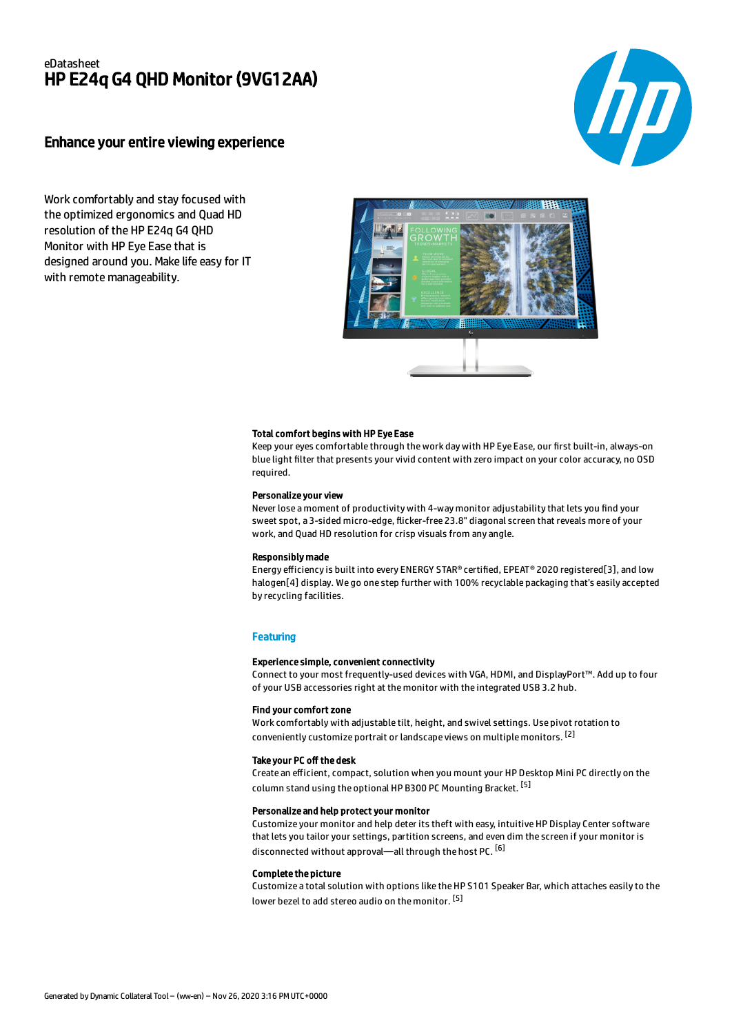eDatasheet

# HP E24q G4 QHD Monitor (9VG12AA)

## Enhance your entire viewing experience

Work comfortably and stay focused with the optimized ergonomics and Quad HD resolution of the HP E24q G4 QHD Monitor with HP Eye Ease that is designed around you. Make life easy for IT with remote manageability.

**Total comfort begins with HP Eye Ease**

Keep your eyes comfortable through the work day with HP Eye Ease, our first built-in, always-on blue light filter that presents your vivid content with zero impact on your color accuracy, no OSD required.

**Personalize your view**

Never lose a moment of productivity with 4-way monitor adjustability that lets you find your sweet spot, a 3-sided micro-edge, flicker-free 23.8" diagonal screen that reveals more of your work, and Quad HD resolution for crisp visuals from any angle.

**Responsibly made**

Energy efficiency is built into every ENERGY STAR® certified, EPEAT® 2020 registered[3], and low halogen[4] display. We go one step further with 100% recyclable packaging that's easily accepted by recycling facilities.

## Featuring

**Experience simple, convenient connectivity**

Connect to your most frequently-used devices with VGA, HDMI, and DisplayPort™. Add up to four of your USB accessories right at the monitor with the integrated USB 3.2 hub.

**Find your comfort zone**

Work comfortably with adjustable tilt, height, and swivel settings. Use pivot rotation to conveniently customize portrait or landscape views on multiple monitors. [2]

**Take your PC off the desk**

Create an efficient, compact, solution when you mount your HP Desktop Mini PC directly on the column stand using the optional HP B300 PC Mounting Bracket. [5]

**Personalize and help protect your monitor**

Customize your monitor and help deter its theft with easy, intuitive HP Display Center software that lets you tailor your settings, partition screens, and even dim the screen if your monitor is disconnected without approval—all through the host PC. [6]

**Complete the picture**

Customize a total solution with options like the HP S101 Speaker Bar, which attaches easily to the lower bezel to add stereo audio on the monitor. [5]

Generated by Dynamic Collateral Tool – (ww-en) – Nov 26, 2020 3:16 PM UTC+0000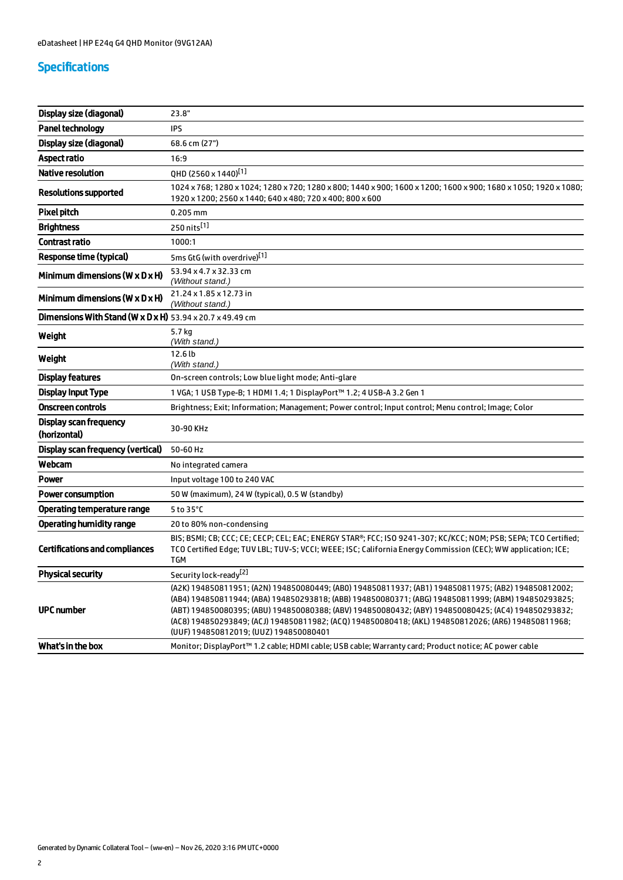## Specifications

| | |
|---|---|
| **Display size (diagonal)** | 23.8" |
| **Panel technology** | IPS |
| **Display size (diagonal)** | 68.6 cm (27") |
| **Aspect ratio** | 16:9 |
| **Native resolution** | QHD (2560 x 1440)[1] |
| **Resolutions supported** | 1024 x 768; 1280 x 1024; 1280 x 720; 1280 x 800; 1440 x 900; 1600 x 1200; 1600 x 900; 1680 x 1050; 1920 x 1080; 1920 x 1200; 2560 x 1440; 640 x 480; 720 x 400; 800 x 600 |
| **Pixel pitch** | 0.205 mm |
| **Brightness** | 250 nits[1] |
| **Contrast ratio** | 1000:1 |
| **Response time (typical)** | 5ms GtG (with overdrive)[1] |
| **Minimum dimensions (W x D x H)** | 53.94 x 4.7 x 32.33 cm *(Without stand.)* |
| **Minimum dimensions (W x D x H)** | 21.24 x 1.85 x 12.73 in *(Without stand.)* |
| **Dimensions With Stand (W x D x H)** | 53.94 x 20.7 x 49.49 cm |
| **Weight** | 5.7 kg *(With stand.)* |
| **Weight** | 12.6 lb *(With stand.)* |
| **Display features** | On-screen controls; Low blue light mode; Anti-glare |
| **Display Input Type** | 1 VGA; 1 USB Type-B; 1 HDMI 1.4; 1 DisplayPort™ 1.2; 4 USB-A 3.2 Gen 1 |
| **Onscreen controls** | Brightness; Exit; Information; Management; Power control; Input control; Menu control; Image; Color |
| **Display scan frequency (horizontal)** | 30-90 KHz |
| **Display scan frequency (vertical)** | 50-60 Hz |
| **Webcam** | No integrated camera |
| **Power** | Input voltage 100 to 240 VAC |
| **Power consumption** | 50 W (maximum), 24 W (typical), 0.5 W (standby) |
| **Operating temperature range** | 5 to 35°C |
| **Operating humidity range** | 20 to 80% non-condensing |
| **Certifications and compliances** | BIS; BSMI; CB; CCC; CE; CECP; CEL; EAC; ENERGY STAR®; FCC; ISO 9241-307; KC/KCC; NOM; PSB; SEPA; TCO Certified; TCO Certified Edge; TUV LBL; TUV-S; VCCI; WEEE; ISC; California Energy Commission (CEC); WW application; ICE; TGM |
| **Physical security** | Security lock-ready[2] |
| **UPC number** | (A2K) 194850811951; (A2N) 194850080449; (AB0) 194850811937; (AB1) 194850811975; (AB2) 194850812002; (AB4) 194850811944; (ABA) 194850293818; (ABB) 194850080371; (ABG) 194850811999; (ABM) 194850293825; (ABT) 194850080395; (ABU) 194850080388; (ABV) 194850080432; (ABY) 194850080425; (AC4) 194850293832; (AC8) 194850293849; (ACJ) 194850811982; (ACQ) 194850080418; (AKL) 194850812026; (AR6) 194850811968; (UUF) 194850812019; (UUZ) 194850080401 |
| **What's in the box** | Monitor; DisplayPort™ 1.2 cable; HDMI cable; USB cable; Warranty card; Product notice; AC power cable |

Generated by Dynamic Collateral Tool – (ww-en) – Nov 26, 2020 3:16 PM UTC+0000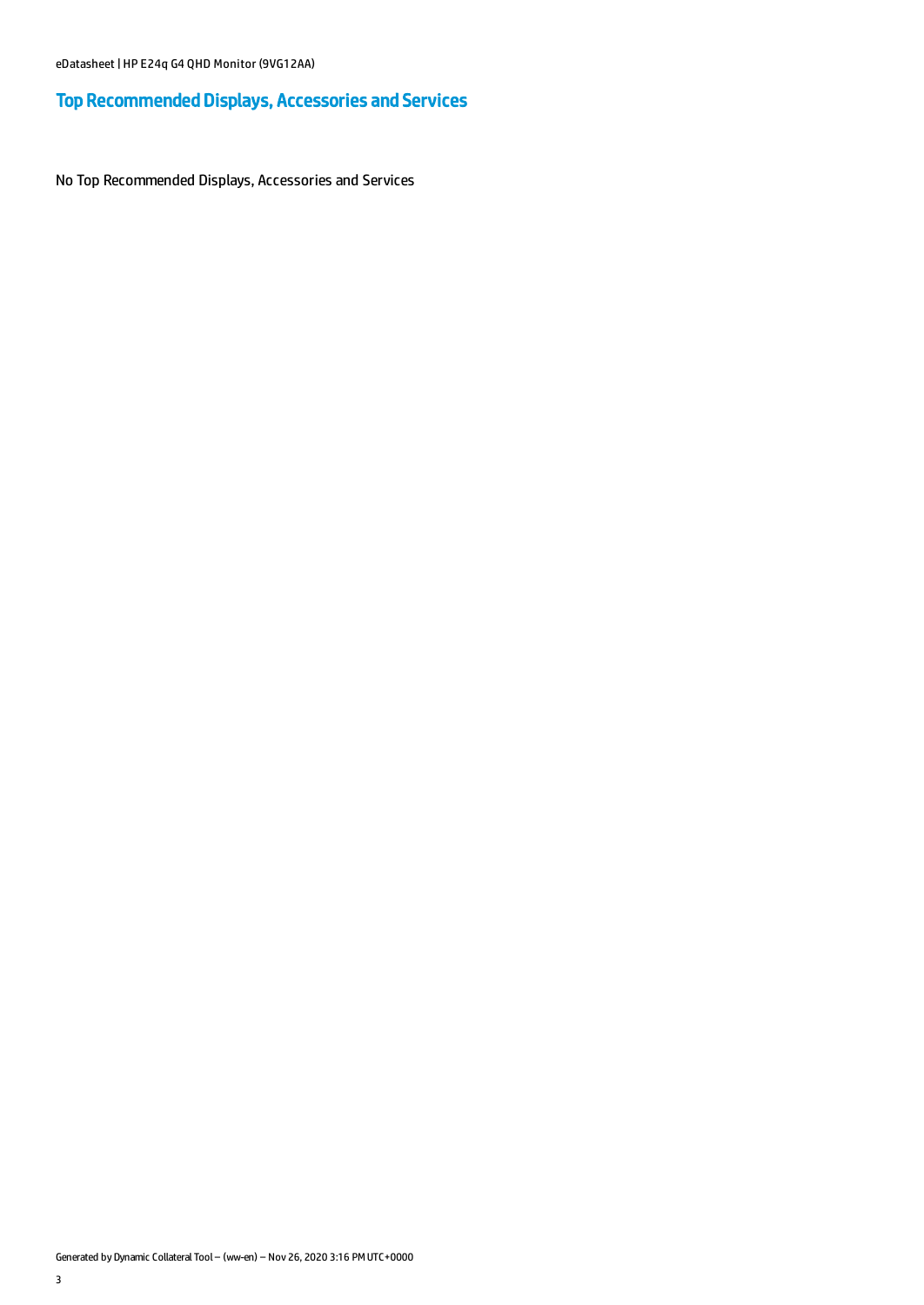## Top Recommended Displays, Accessories and Services

No Top Recommended Displays, Accessories and Services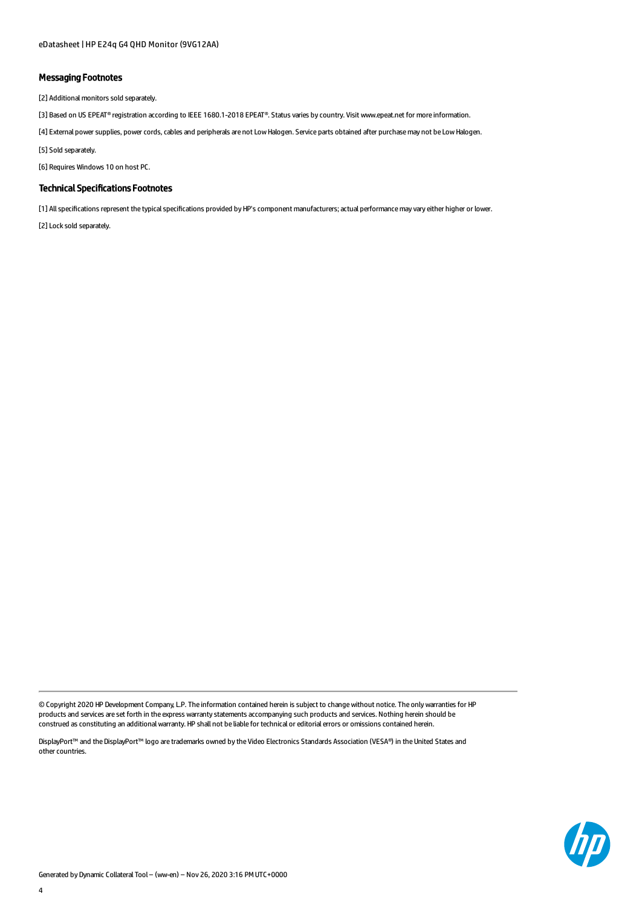## Messaging Footnotes

[2] Additional monitors sold separately.

[3] Based on US EPEAT® registration according to IEEE 1680.1-2018 EPEAT®. Status varies by country. Visit www.epeat.net for more information.

[4] External power supplies, power cords, cables and peripherals are not Low Halogen. Service parts obtained after purchase may not be Low Halogen.

[5] Sold separately.

[6] Requires Windows 10 on host PC.

## Technical Specifications Footnotes

[1] All specifications represent the typical specifications provided by HP's component manufacturers; actual performance may vary either higher or lower.

[2] Lock sold separately.

© Copyright 2020 HP Development Company, L.P. The information contained herein is subject to change without notice. The only warranties for HP products and services are set forth in the express warranty statements accompanying such products and services. Nothing herein should be construed as constituting an additional warranty. HP shall not be liable for technical or editorial errors or omissions contained herein.

DisplayPort™ and the DisplayPort™ logo are trademarks owned by the Video Electronics Standards Association (VESA®) in the United States and other countries.

Generated by Dynamic Collateral Tool – (ww-en) – Nov 26, 2020 3:16 PM UTC+0000